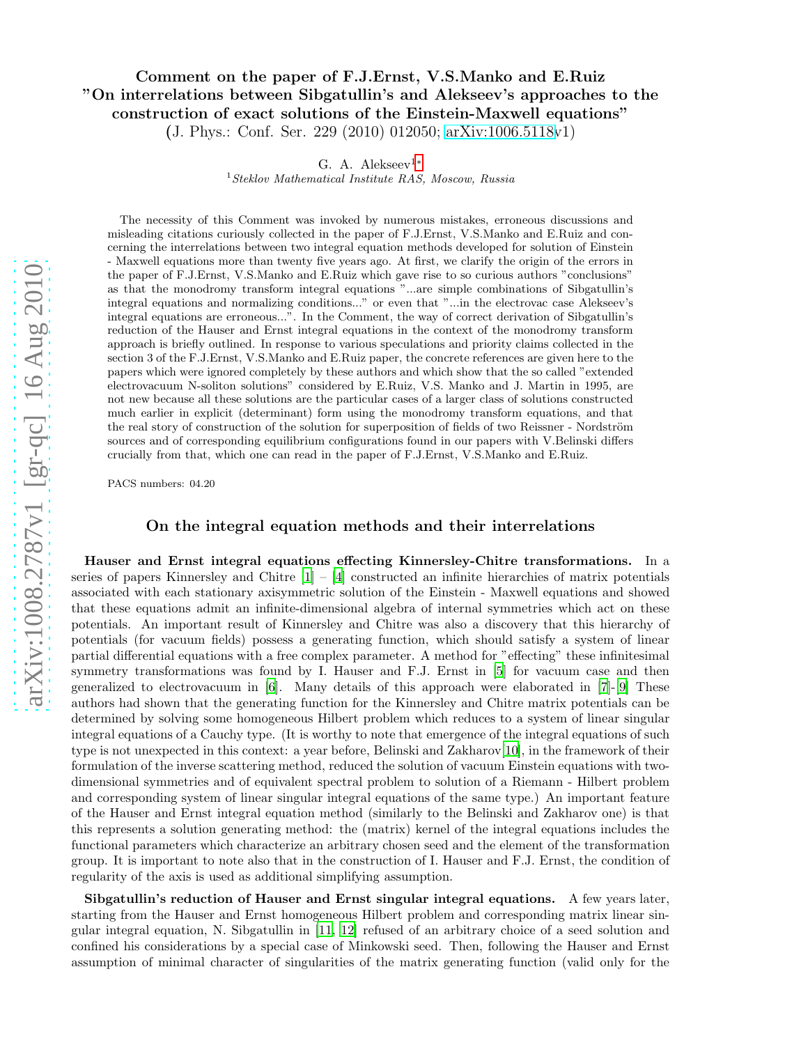# Comment on the paper of F.J.Ernst, V.S.Manko and E.Ruiz "On interrelations between Sibgatullin's and Alekseev's approaches to the construction of exact solutions of the Einstein-Maxwell equations"

(J. Phys.: Conf. Ser. 229 (2010) 012050; arXiv:1006.5118v1)

G. A. Alekseev[1]*

[1] *Steklov Mathematical Institute RAS, Moscow, Russia*

The necessity of this Comment was invoked by numerous mistakes, erroneous discussions and misleading citations curiously collected in the paper of F.J.Ernst, V.S.Manko and E.Ruiz and concerning the interrelations between two integral equation methods developed for solution of Einstein - Maxwell equations more than twenty five years ago. At first, we clarify the origin of the errors in the paper of F.J.Ernst, V.S.Manko and E.Ruiz which gave rise to so curious authors "conclusions" as that the monodromy transform integral equations "...are simple combinations of Sibgatullin's integral equations and normalizing conditions..." or even that "...in the electrovac case Alekseev's integral equations are erroneous...". In the Comment, the way of correct derivation of Sibgatullin's reduction of the Hauser and Ernst integral equations in the context of the monodromy transform approach is briefly outlined. In response to various speculations and priority claims collected in the section 3 of the F.J.Ernst, V.S.Manko and E.Ruiz paper, the concrete references are given here to the papers which were ignored completely by these authors and which show that the so called "extended electrovacuum N-soliton solutions" considered by E.Ruiz, V.S. Manko and J. Martin in 1995, are not new because all these solutions are the particular cases of a larger class of solutions constructed much earlier in explicit (determinant) form using the monodromy transform equations, and that the real story of construction of the solution for superposition of fields of two Reissner - Nordström sources and of corresponding equilibrium configurations found in our papers with V.Belinski differs crucially from that, which one can read in the paper of F.J.Ernst, V.S.Manko and E.Ruiz.

PACS numbers: 04.20

## On the integral equation methods and their interrelations

**Hauser and Ernst integral equations effecting Kinnersley-Chitre transformations.** In a series of papers Kinnersley and Chitre [1] – [4] constructed an infinite hierarchies of matrix potentials associated with each stationary axisymmetric solution of the Einstein - Maxwell equations and showed that these equations admit an infinite-dimensional algebra of internal symmetries which act on these potentials. An important result of Kinnersley and Chitre was also a discovery that this hierarchy of potentials (for vacuum fields) possess a generating function, which should satisfy a system of linear partial differential equations with a free complex parameter. A method for "effecting" these infinitesimal symmetry transformations was found by I. Hauser and F.J. Ernst in [5] for vacuum case and then generalized to electrovacuum in [6]. Many details of this approach were elaborated in [7]-[9] These authors had shown that the generating function for the Kinnersley and Chitre matrix potentials can be determined by solving some homogeneous Hilbert problem which reduces to a system of linear singular integral equations of a Cauchy type. (It is worthy to note that emergence of the integral equations of such type is not unexpected in this context: a year before, Belinski and Zakharov[10], in the framework of their formulation of the inverse scattering method, reduced the solution of vacuum Einstein equations with two-dimensional symmetries and of equivalent spectral problem to solution of a Riemann - Hilbert problem and corresponding system of linear singular integral equations of the same type.) An important feature of the Hauser and Ernst integral equation method (similarly to the Belinski and Zakharov one) is that this represents a solution generating method: the (matrix) kernel of the integral equations includes the functional parameters which characterize an arbitrary chosen seed and the element of the transformation group. It is important to note also that in the construction of I. Hauser and F.J. Ernst, the condition of regularity of the axis is used as additional simplifying assumption.

**Sibgatullin's reduction of Hauser and Ernst singular integral equations.** A few years later, starting from the Hauser and Ernst homogeneous Hilbert problem and corresponding matrix linear singular integral equation, N. Sibgatullin in [11, 12] refused of an arbitrary choice of a seed solution and confined his considerations by a special case of Minkowski seed. Then, following the Hauser and Ernst assumption of minimal character of singularities of the matrix generating function (valid only for the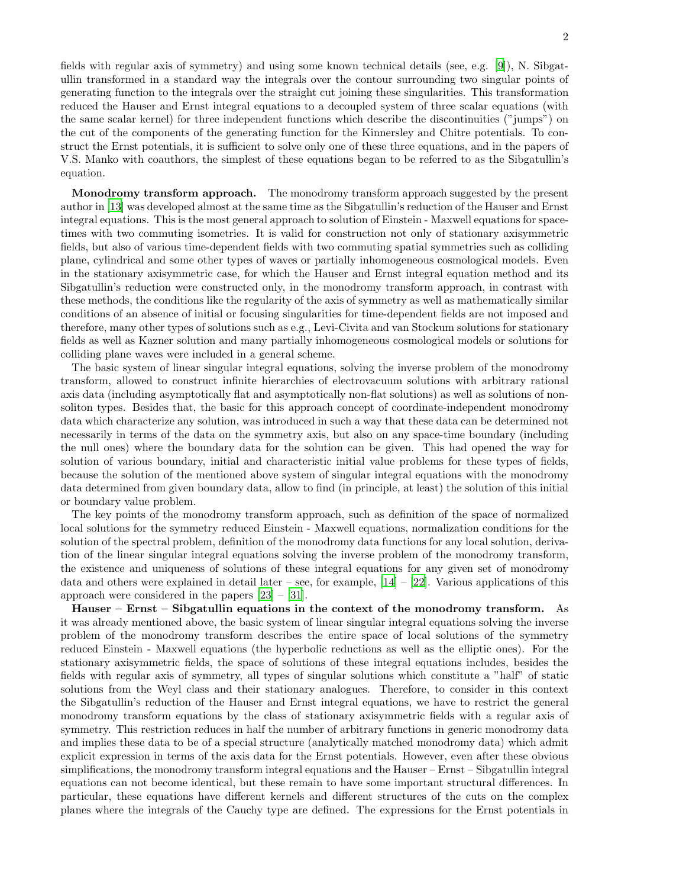fields with regular axis of symmetry) and using some known technical details (see, e.g. [9]), N. Sibgatullin transformed in a standard way the integrals over the contour surrounding two singular points of generating function to the integrals over the straight cut joining these singularities. This transformation reduced the Hauser and Ernst integral equations to a decoupled system of three scalar equations (with the same scalar kernel) for three independent functions which describe the discontinuities ("jumps") on the cut of the components of the generating function for the Kinnersley and Chitre potentials. To construct the Ernst potentials, it is sufficient to solve only one of these three equations, and in the papers of V.S. Manko with coauthors, the simplest of these equations began to be referred to as the Sibgatullin's equation.

**Monodromy transform approach.** The monodromy transform approach suggested by the present author in [13] was developed almost at the same time as the Sibgatullin's reduction of the Hauser and Ernst integral equations. This is the most general approach to solution of Einstein - Maxwell equations for space-times with two commuting isometries. It is valid for construction not only of stationary axisymmetric fields, but also of various time-dependent fields with two commuting spatial symmetries such as colliding plane, cylindrical and some other types of waves or partially inhomogeneous cosmological models. Even in the stationary axisymmetric case, for which the Hauser and Ernst integral equation method and its Sibgatullin's reduction were constructed only, in the monodromy transform approach, in contrast with these methods, the conditions like the regularity of the axis of symmetry as well as mathematically similar conditions of an absence of initial or focusing singularities for time-dependent fields are not imposed and therefore, many other types of solutions such as e.g., Levi-Civita and van Stockum solutions for stationary fields as well as Kazner solution and many partially inhomogeneous cosmological models or solutions for colliding plane waves were included in a general scheme.

The basic system of linear singular integral equations, solving the inverse problem of the monodromy transform, allowed to construct infinite hierarchies of electrovacuum solutions with arbitrary rational axis data (including asymptotically flat and asymptotically non-flat solutions) as well as solutions of non-soliton types. Besides that, the basic for this approach concept of coordinate-independent monodromy data which characterize any solution, was introduced in such a way that these data can be determined not necessarily in terms of the data on the symmetry axis, but also on any space-time boundary (including the null ones) where the boundary data for the solution can be given. This had opened the way for solution of various boundary, initial and characteristic initial value problems for these types of fields, because the solution of the mentioned above system of singular integral equations with the monodromy data determined from given boundary data, allow to find (in principle, at least) the solution of this initial or boundary value problem.

The key points of the monodromy transform approach, such as definition of the space of normalized local solutions for the symmetry reduced Einstein - Maxwell equations, normalization conditions for the solution of the spectral problem, definition of the monodromy data functions for any local solution, derivation of the linear singular integral equations solving the inverse problem of the monodromy transform, the existence and uniqueness of solutions of these integral equations for any given set of monodromy data and others were explained in detail later – see, for example, [14] – [22]. Various applications of this approach were considered in the papers [23] – [31].

**Hauser – Ernst – Sibgatullin equations in the context of the monodromy transform.** As it was already mentioned above, the basic system of linear singular integral equations solving the inverse problem of the monodromy transform describes the entire space of local solutions of the symmetry reduced Einstein - Maxwell equations (the hyperbolic reductions as well as the elliptic ones). For the stationary axisymmetric fields, the space of solutions of these integral equations includes, besides the fields with regular axis of symmetry, all types of singular solutions which constitute a "half" of static solutions from the Weyl class and their stationary analogues. Therefore, to consider in this context the Sibgatullin's reduction of the Hauser and Ernst integral equations, we have to restrict the general monodromy transform equations by the class of stationary axisymmetric fields with a regular axis of symmetry. This restriction reduces in half the number of arbitrary functions in generic monodromy data and implies these data to be of a special structure (analytically matched monodromy data) which admit explicit expression in terms of the axis data for the Ernst potentials. However, even after these obvious simplifications, the monodromy transform integral equations and the Hauser – Ernst – Sibgatullin integral equations can not become identical, but these remain to have some important structural differences. In particular, these equations have different kernels and different structures of the cuts on the complex planes where the integrals of the Cauchy type are defined. The expressions for the Ernst potentials in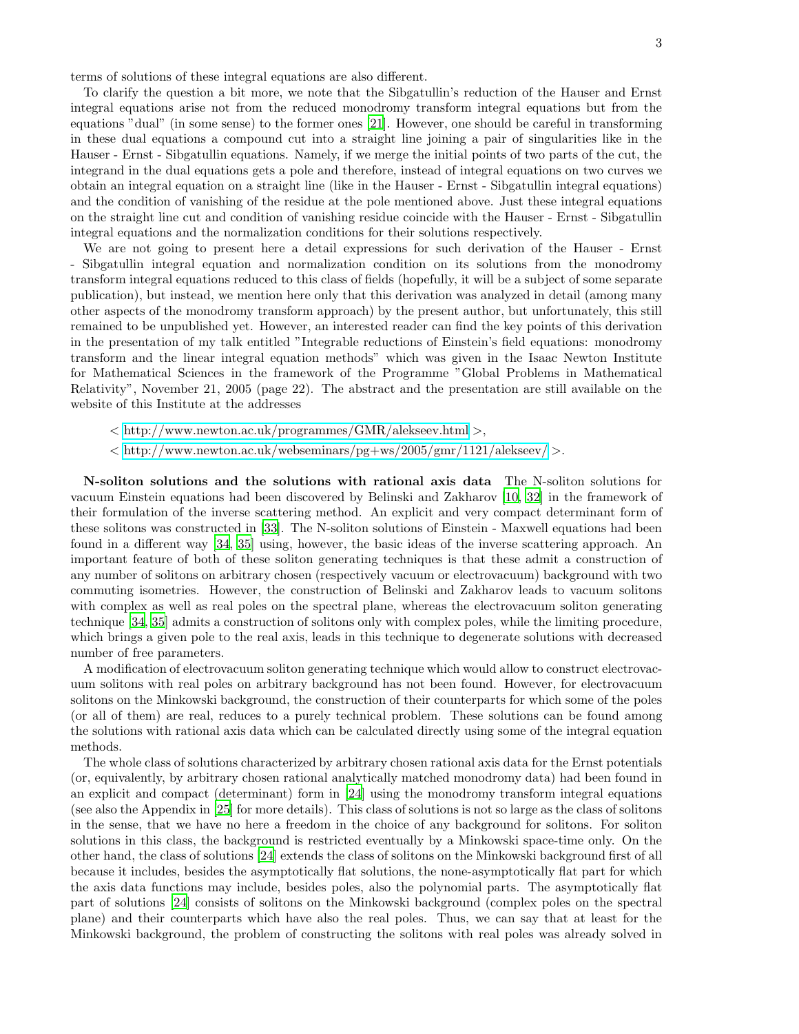terms of solutions of these integral equations are also different.

To clarify the question a bit more, we note that the Sibgatullin's reduction of the Hauser and Ernst integral equations arise not from the reduced monodromy transform integral equations but from the equations "dual" (in some sense) to the former ones [21]. However, one should be careful in transforming in these dual equations a compound cut into a straight line joining a pair of singularities like in the Hauser - Ernst - Sibgatullin equations. Namely, if we merge the initial points of two parts of the cut, the integrand in the dual equations gets a pole and therefore, instead of integral equations on two curves we obtain an integral equation on a straight line (like in the Hauser - Ernst - Sibgatullin integral equations) and the condition of vanishing of the residue at the pole mentioned above. Just these integral equations on the straight line cut and condition of vanishing residue coincide with the Hauser - Ernst - Sibgatullin integral equations and the normalization conditions for their solutions respectively.

We are not going to present here a detail expressions for such derivation of the Hauser - Ernst - Sibgatullin integral equation and normalization condition on its solutions from the monodromy transform integral equations reduced to this class of fields (hopefully, it will be a subject of some separate publication), but instead, we mention here only that this derivation was analyzed in detail (among many other aspects of the monodromy transform approach) by the present author, but unfortunately, this still remained to be unpublished yet. However, an interested reader can find the key points of this derivation in the presentation of my talk entitled "Integrable reductions of Einstein's field equations: monodromy transform and the linear integral equation methods" which was given in the Isaac Newton Institute for Mathematical Sciences in the framework of the Programme "Global Problems in Mathematical Relativity", November 21, 2005 (page 22). The abstract and the presentation are still available on the website of this Institute at the addresses

< http://www.newton.ac.uk/programmes/GMR/alekseev.html >,

< http://www.newton.ac.uk/webseminars/pg+ws/2005/gmr/1121/alekseev/ >.

**N-soliton solutions and the solutions with rational axis data** The N-soliton solutions for vacuum Einstein equations had been discovered by Belinski and Zakharov [10, 32] in the framework of their formulation of the inverse scattering method. An explicit and very compact determinant form of these solitons was constructed in [33]. The N-soliton solutions of Einstein - Maxwell equations had been found in a different way [34, 35] using, however, the basic ideas of the inverse scattering approach. An important feature of both of these soliton generating techniques is that these admit a construction of any number of solitons on arbitrary chosen (respectively vacuum or electrovacuum) background with two commuting isometries. However, the construction of Belinski and Zakharov leads to vacuum solitons with complex as well as real poles on the spectral plane, whereas the electrovacuum soliton generating technique [34, 35] admits a construction of solitons only with complex poles, while the limiting procedure, which brings a given pole to the real axis, leads in this technique to degenerate solutions with decreased number of free parameters.

A modification of electrovacuum soliton generating technique which would allow to construct electrovacuum solitons with real poles on arbitrary background has not been found. However, for electrovacuum solitons on the Minkowski background, the construction of their counterparts for which some of the poles (or all of them) are real, reduces to a purely technical problem. These solutions can be found among the solutions with rational axis data which can be calculated directly using some of the integral equation methods.

The whole class of solutions characterized by arbitrary chosen rational axis data for the Ernst potentials (or, equivalently, by arbitrary chosen rational analytically matched monodromy data) had been found in an explicit and compact (determinant) form in [24] using the monodromy transform integral equations (see also the Appendix in [25] for more details). This class of solutions is not so large as the class of solitons in the sense, that we have no here a freedom in the choice of any background for solitons. For soliton solutions in this class, the background is restricted eventually by a Minkowski space-time only. On the other hand, the class of solutions [24] extends the class of solitons on the Minkowski background first of all because it includes, besides the asymptotically flat solutions, the none-asymptotically flat part for which the axis data functions may include, besides poles, also the polynomial parts. The asymptotically flat part of solutions [24] consists of solitons on the Minkowski background (complex poles on the spectral plane) and their counterparts which have also the real poles. Thus, we can say that at least for the Minkowski background, the problem of constructing the solitons with real poles was already solved in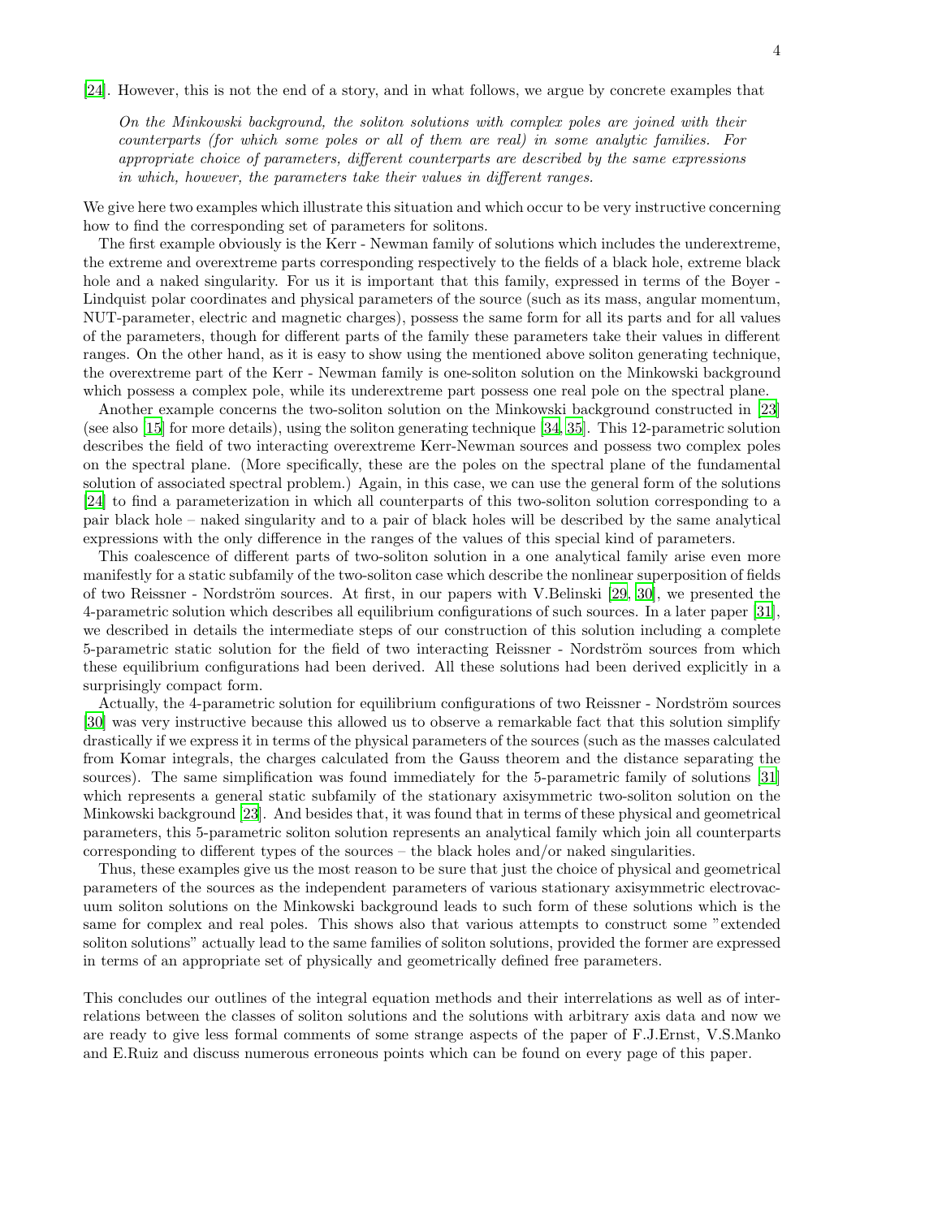[24]. However, this is not the end of a story, and in what follows, we argue by concrete examples that

> *On the Minkowski background, the soliton solutions with complex poles are joined with their counterparts (for which some poles or all of them are real) in some analytic families. For appropriate choice of parameters, different counterparts are described by the same expressions in which, however, the parameters take their values in different ranges.*

We give here two examples which illustrate this situation and which occur to be very instructive concerning how to find the corresponding set of parameters for solitons.

The first example obviously is the Kerr - Newman family of solutions which includes the underextreme, the extreme and overextreme parts corresponding respectively to the fields of a black hole, extreme black hole and a naked singularity. For us it is important that this family, expressed in terms of the Boyer - Lindquist polar coordinates and physical parameters of the source (such as its mass, angular momentum, NUT-parameter, electric and magnetic charges), possess the same form for all its parts and for all values of the parameters, though for different parts of the family these parameters take their values in different ranges. On the other hand, as it is easy to show using the mentioned above soliton generating technique, the overextreme part of the Kerr - Newman family is one-soliton solution on the Minkowski background which possess a complex pole, while its underextreme part possess one real pole on the spectral plane.

Another example concerns the two-soliton solution on the Minkowski background constructed in [23] (see also [15] for more details), using the soliton generating technique [34, 35]. This 12-parametric solution describes the field of two interacting overextreme Kerr-Newman sources and possess two complex poles on the spectral plane. (More specifically, these are the poles on the spectral plane of the fundamental solution of associated spectral problem.) Again, in this case, we can use the general form of the solutions [24] to find a parameterization in which all counterparts of this two-soliton solution corresponding to a pair black hole – naked singularity and to a pair of black holes will be described by the same analytical expressions with the only difference in the ranges of the values of this special kind of parameters.

This coalescence of different parts of two-soliton solution in a one analytical family arise even more manifestly for a static subfamily of the two-soliton case which describe the nonlinear superposition of fields of two Reissner - Nordström sources. At first, in our papers with V.Belinski [29, 30], we presented the 4-parametric solution which describes all equilibrium configurations of such sources. In a later paper [31], we described in details the intermediate steps of our construction of this solution including a complete 5-parametric static solution for the field of two interacting Reissner - Nordström sources from which these equilibrium configurations had been derived. All these solutions had been derived explicitly in a surprisingly compact form.

Actually, the 4-parametric solution for equilibrium configurations of two Reissner - Nordström sources [30] was very instructive because this allowed us to observe a remarkable fact that this solution simplify drastically if we express it in terms of the physical parameters of the sources (such as the masses calculated from Komar integrals, the charges calculated from the Gauss theorem and the distance separating the sources). The same simplification was found immediately for the 5-parametric family of solutions [31] which represents a general static subfamily of the stationary axisymmetric two-soliton solution on the Minkowski background [23]. And besides that, it was found that in terms of these physical and geometrical parameters, this 5-parametric soliton solution represents an analytical family which join all counterparts corresponding to different types of the sources – the black holes and/or naked singularities.

Thus, these examples give us the most reason to be sure that just the choice of physical and geometrical parameters of the sources as the independent parameters of various stationary axisymmetric electrovacuum soliton solutions on the Minkowski background leads to such form of these solutions which is the same for complex and real poles. This shows also that various attempts to construct some "extended soliton solutions" actually lead to the same families of soliton solutions, provided the former are expressed in terms of an appropriate set of physically and geometrically defined free parameters.

This concludes our outlines of the integral equation methods and their interrelations as well as of interrelations between the classes of soliton solutions and the solutions with arbitrary axis data and now we are ready to give less formal comments of some strange aspects of the paper of F.J.Ernst, V.S.Manko and E.Ruiz and discuss numerous erroneous points which can be found on every page of this paper.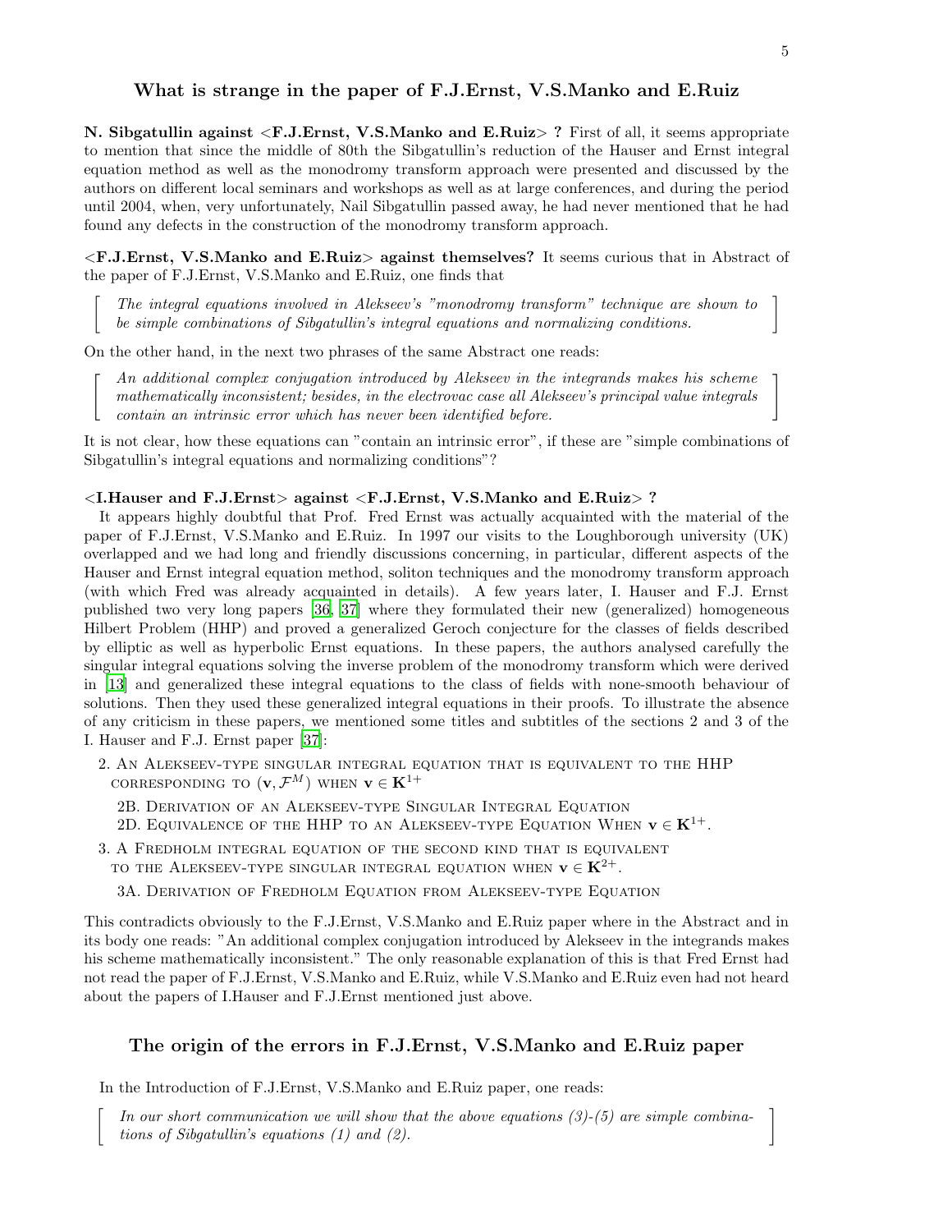## What is strange in the paper of F.J.Ernst, V.S.Manko and E.Ruiz

**N. Sibgatullin against <F.J.Ernst, V.S.Manko and E.Ruiz> ?** First of all, it seems appropriate to mention that since the middle of 80th the Sibgatullin's reduction of the Hauser and Ernst integral equation method as well as the monodromy transform approach were presented and discussed by the authors on different local seminars and workshops as well as at large conferences, and during the period until 2004, when, very unfortunately, Nail Sibgatullin passed away, he had never mentioned that he had found any defects in the construction of the monodromy transform approach.

**<F.J.Ernst, V.S.Manko and E.Ruiz> against themselves?** It seems curious that in Abstract of the paper of F.J.Ernst, V.S.Manko and E.Ruiz, one finds that

> *The integral equations involved in Alekseev's "monodromy transform" technique are shown to be simple combinations of Sibgatullin's integral equations and normalizing conditions.*

On the other hand, in the next two phrases of the same Abstract one reads:

> *An additional complex conjugation introduced by Alekseev in the integrands makes his scheme mathematically inconsistent; besides, in the electrovac case all Alekseev's principal value integrals contain an intrinsic error which has never been identified before.*

It is not clear, how these equations can "contain an intrinsic error", if these are "simple combinations of Sibgatullin's integral equations and normalizing conditions"?

**<I.Hauser and F.J.Ernst> against <F.J.Ernst, V.S.Manko and E.Ruiz> ?**

It appears highly doubtful that Prof. Fred Ernst was actually acquainted with the material of the paper of F.J.Ernst, V.S.Manko and E.Ruiz. In 1997 our visits to the Loughborough university (UK) overlapped and we had long and friendly discussions concerning, in particular, different aspects of the Hauser and Ernst integral equation method, soliton techniques and the monodromy transform approach (with which Fred was already acquainted in details). A few years later, I. Hauser and F.J. Ernst published two very long papers [36, 37] where they formulated their new (generalized) homogeneous Hilbert Problem (HHP) and proved a generalized Geroch conjecture for the classes of fields described by elliptic as well as hyperbolic Ernst equations. In these papers, the authors analysed carefully the singular integral equations solving the inverse problem of the monodromy transform which were derived in [13] and generalized these integral equations to the class of fields with none-smooth behaviour of solutions. Then they used these generalized integral equations in their proofs. To illustrate the absence of any criticism in these papers, we mentioned some titles and subtitles of the sections 2 and 3 of the I. Hauser and F.J. Ernst paper [37]:

2. An Alekseev-type singular integral equation that is equivalent to the HHP corresponding to $(\mathbf{v}, \mathcal{F}^M)$ when $\mathbf{v} \in \mathbf{K}^{1+}$

   2B. Derivation of an Alekseev-type Singular Integral Equation

   2D. Equivalence of the HHP to an Alekseev-type Equation When $\mathbf{v} \in \mathbf{K}^{1+}$.

3. A Fredholm integral equation of the second kind that is equivalent to the Alekseev-type singular integral equation when $\mathbf{v} \in \mathbf{K}^{2+}$.

   3A. Derivation of Fredholm Equation from Alekseev-type Equation

This contradicts obviously to the F.J.Ernst, V.S.Manko and E.Ruiz paper where in the Abstract and in its body one reads: "An additional complex conjugation introduced by Alekseev in the integrands makes his scheme mathematically inconsistent." The only reasonable explanation of this is that Fred Ernst had not read the paper of F.J.Ernst, V.S.Manko and E.Ruiz, while V.S.Manko and E.Ruiz even had not heard about the papers of I.Hauser and F.J.Ernst mentioned just above.

## The origin of the errors in F.J.Ernst, V.S.Manko and E.Ruiz paper

In the Introduction of F.J.Ernst, V.S.Manko and E.Ruiz paper, one reads:

> *In our short communication we will show that the above equations (3)-(5) are simple combinations of Sibgatullin's equations (1) and (2).*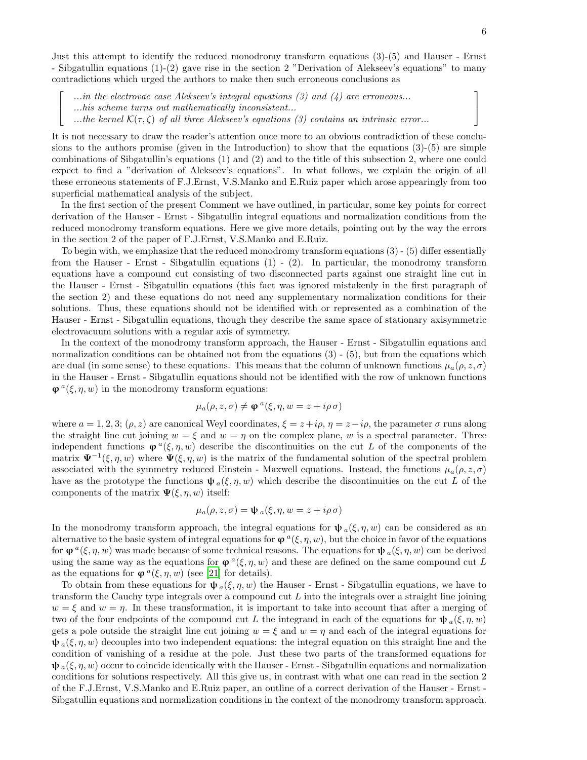Just this attempt to identify the reduced monodromy transform equations (3)-(5) and Hauser - Ernst - Sibgatullin equations (1)-(2) gave rise in the section 2 "Derivation of Alekseev's equations" to many contradictions which urged the authors to make then such erroneous conclusions as

$$\left[\begin{array}{l} \textit{...in the electrovac case Alekseev's integral equations (3) and (4) are erroneous...} \\ \textit{...his scheme turns out mathematically inconsistent...} \\ \textit{...the kernel } \mathcal{K}(\tau,\zeta) \textit{ of all three Alekseev's equations (3) contains an intrinsic error...} \end{array}\right]$$

It is not necessary to draw the reader's attention once more to an obvious contradiction of these conclusions to the authors promise (given in the Introduction) to show that the equations (3)-(5) are simple combinations of Sibgatullin's equations (1) and (2) and to the title of this subsection 2, where one could expect to find a "derivation of Alekseev's equations". In what follows, we explain the origin of all these erroneous statements of F.J.Ernst, V.S.Manko and E.Ruiz paper which arose appearingly from too superficial mathematical analysis of the subject.

In the first section of the present Comment we have outlined, in particular, some key points for correct derivation of the Hauser - Ernst - Sibgatullin integral equations and normalization conditions from the reduced monodromy transform equations. Here we give more details, pointing out by the way the errors in the section 2 of the paper of F.J.Ernst, V.S.Manko and E.Ruiz.

To begin with, we emphasize that the reduced monodromy transform equations (3) - (5) differ essentially from the Hauser - Ernst - Sibgatullin equations (1) - (2). In particular, the monodromy transform equations have a compound cut consisting of two disconnected parts against one straight line cut in the Hauser - Ernst - Sibgatullin equations (this fact was ignored mistakenly in the first paragraph of the section 2) and these equations do not need any supplementary normalization conditions for their solutions. Thus, these equations should not be identified with or represented as a combination of the Hauser - Ernst - Sibgatullin equations, though they describe the same space of stationary axisymmetric electrovacuum solutions with a regular axis of symmetry.

In the context of the monodromy transform approach, the Hauser - Ernst - Sibgatullin equations and normalization conditions can be obtained not from the equations (3) - (5), but from the equations which are dual (in some sense) to these equations. This means that the column of unknown functions $\mu_a(\rho, z, \sigma)$ in the Hauser - Ernst - Sibgatullin equations should not be identified with the row of unknown functions $\boldsymbol{\varphi}^{\,a}(\xi, \eta, w)$ in the monodromy transform equations:

$$\mu_a(\rho, z, \sigma) \neq \boldsymbol{\varphi}^{\,a}(\xi, \eta, w = z + i\rho\,\sigma)$$

where $a = 1, 2, 3$; $(\rho, z)$ are canonical Weyl coordinates, $\xi = z + i\rho$, $\eta = z - i\rho$, the parameter $\sigma$ runs along the straight line cut joining $w = \xi$ and $w = \eta$ on the complex plane, $w$ is a spectral parameter. Three independent functions $\boldsymbol{\varphi}^{\,a}(\xi, \eta, w)$ describe the discontinuities on the cut $L$ of the components of the matrix $\boldsymbol{\Psi}^{-1}(\xi, \eta, w)$ where $\boldsymbol{\Psi}(\xi, \eta, w)$ is the matrix of the fundamental solution of the spectral problem associated with the symmetry reduced Einstein - Maxwell equations. Instead, the functions $\mu_a(\rho, z, \sigma)$ have as the prototype the functions $\boldsymbol{\psi}_{\,a}(\xi, \eta, w)$ which describe the discontinuities on the cut $L$ of the components of the matrix $\boldsymbol{\Psi}(\xi, \eta, w)$ itself:

$$\mu_a(\rho, z, \sigma) = \boldsymbol{\psi}_{\,a}(\xi, \eta, w = z + i\rho\,\sigma)$$

In the monodromy transform approach, the integral equations for $\boldsymbol{\psi}_{\,a}(\xi, \eta, w)$ can be considered as an alternative to the basic system of integral equations for $\boldsymbol{\varphi}^{\,a}(\xi, \eta, w)$, but the choice in favor of the equations for $\boldsymbol{\varphi}^{\,a}(\xi, \eta, w)$ was made because of some technical reasons. The equations for $\boldsymbol{\psi}_{\,a}(\xi, \eta, w)$ can be derived using the same way as the equations for $\boldsymbol{\varphi}^{\,a}(\xi, \eta, w)$ and these are defined on the same compound cut $L$ as the equations for $\boldsymbol{\varphi}^{\,a}(\xi, \eta, w)$ (see [21] for details).

To obtain from these equations for $\boldsymbol{\psi}_{\,a}(\xi, \eta, w)$ the Hauser - Ernst - Sibgatullin equations, we have to transform the Cauchy type integrals over a compound cut $L$ into the integrals over a straight line joining $w = \xi$ and $w = \eta$. In these transformation, it is important to take into account that after a merging of two of the four endpoints of the compound cut $L$ the integrand in each of the equations for $\boldsymbol{\psi}_{\,a}(\xi, \eta, w)$ gets a pole outside the straight line cut joining $w = \xi$ and $w = \eta$ and each of the integral equations for $\boldsymbol{\psi}_{\,a}(\xi, \eta, w)$ decouples into two independent equations: the integral equation on this straight line and the condition of vanishing of a residue at the pole. Just these two parts of the transformed equations for $\boldsymbol{\psi}_{\,a}(\xi, \eta, w)$ occur to coincide identically with the Hauser - Ernst - Sibgatullin equations and normalization conditions for solutions respectively. All this give us, in contrast with what one can read in the section 2 of the F.J.Ernst, V.S.Manko and E.Ruiz paper, an outline of a correct derivation of the Hauser - Ernst - Sibgatullin equations and normalization conditions in the context of the monodromy transform approach.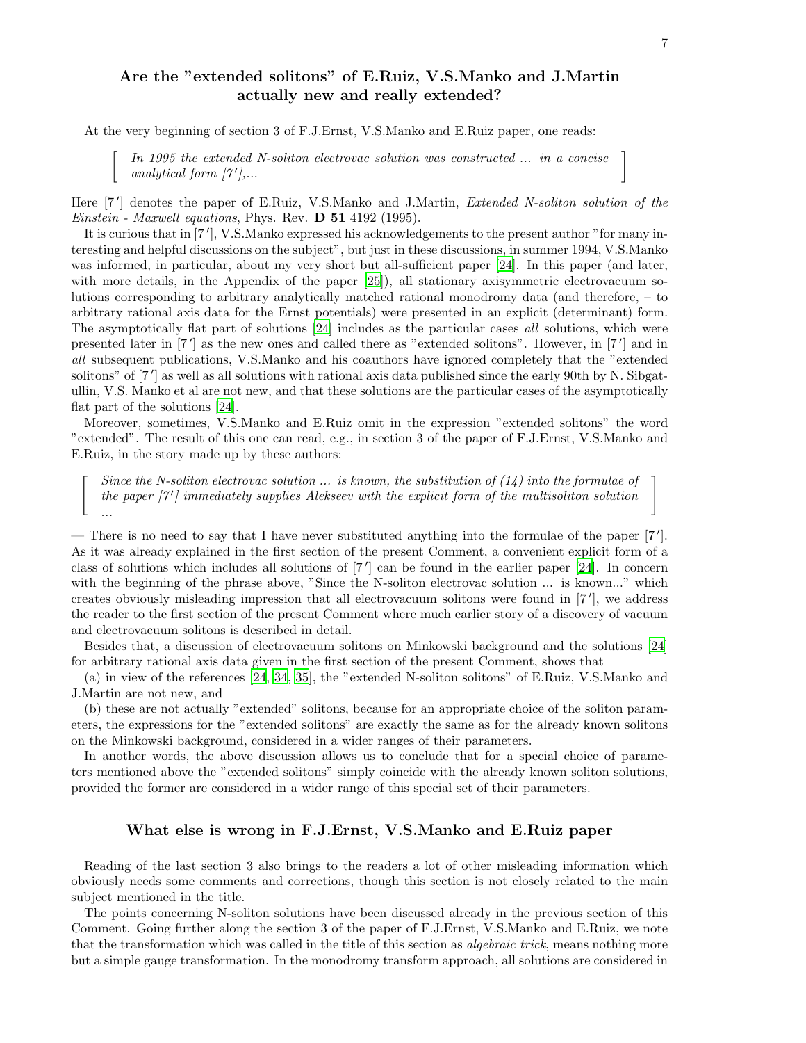## Are the "extended solitons" of E.Ruiz, V.S.Manko and J.Martin actually new and really extended?

At the very beginning of section 3 of F.J.Ernst, V.S.Manko and E.Ruiz paper, one reads:

> [ *In 1995 the extended N-soliton electrovac solution was constructed ... in a concise analytical form [7′],...* ]

Here [7′] denotes the paper of E.Ruiz, V.S.Manko and J.Martin, *Extended N-soliton solution of the Einstein - Maxwell equations*, Phys. Rev. **D 51** 4192 (1995).

It is curious that in [7′], V.S.Manko expressed his acknowledgements to the present author "for many interesting and helpful discussions on the subject", but just in these discussions, in summer 1994, V.S.Manko was informed, in particular, about my very short but all-sufficient paper [24]. In this paper (and later, with more details, in the Appendix of the paper [25]), all stationary axisymmetric electrovacuum solutions corresponding to arbitrary analytically matched rational monodromy data (and therefore, – to arbitrary rational axis data for the Ernst potentials) were presented in an explicit (determinant) form. The asymptotically flat part of solutions [24] includes as the particular cases *all* solutions, which were presented later in [7′] as the new ones and called there as "extended solitons". However, in [7′] and in *all* subsequent publications, V.S.Manko and his coauthors have ignored completely that the "extended solitons" of [7′] as well as all solutions with rational axis data published since the early 90th by N. Sibgatullin, V.S. Manko et al are not new, and that these solutions are the particular cases of the asymptotically flat part of the solutions [24].

Moreover, sometimes, V.S.Manko and E.Ruiz omit in the expression "extended solitons" the word "extended". The result of this one can read, e.g., in section 3 of the paper of F.J.Ernst, V.S.Manko and E.Ruiz, in the story made up by these authors:

> [ *Since the N-soliton electrovac solution ... is known, the substitution of (14) into the formulae of the paper [7′] immediately supplies Alekseev with the explicit form of the multisoliton solution ...* ]

— There is no need to say that I have never substituted anything into the formulae of the paper [7′]. As it was already explained in the first section of the present Comment, a convenient explicit form of a class of solutions which includes all solutions of [7′] can be found in the earlier paper [24]. In concern with the beginning of the phrase above, "Since the N-soliton electrovac solution ... is known..." which creates obviously misleading impression that all electrovacuum solitons were found in [7′], we address the reader to the first section of the present Comment where much earlier story of a discovery of vacuum and electrovacuum solitons is described in detail.

Besides that, a discussion of electrovacuum solitons on Minkowski background and the solutions [24] for arbitrary rational axis data given in the first section of the present Comment, shows that

(a) in view of the references [24, 34, 35], the "extended N-soliton solitons" of E.Ruiz, V.S.Manko and J.Martin are not new, and

(b) these are not actually "extended" solitons, because for an appropriate choice of the soliton parameters, the expressions for the "extended solitons" are exactly the same as for the already known solitons on the Minkowski background, considered in a wider ranges of their parameters.

In another words, the above discussion allows us to conclude that for a special choice of parameters mentioned above the "extended solitons" simply coincide with the already known soliton solutions, provided the former are considered in a wider range of this special set of their parameters.

## What else is wrong in F.J.Ernst, V.S.Manko and E.Ruiz paper

Reading of the last section 3 also brings to the readers a lot of other misleading information which obviously needs some comments and corrections, though this section is not closely related to the main subject mentioned in the title.

The points concerning N-soliton solutions have been discussed already in the previous section of this Comment. Going further along the section 3 of the paper of F.J.Ernst, V.S.Manko and E.Ruiz, we note that the transformation which was called in the title of this section as *algebraic trick*, means nothing more but a simple gauge transformation. In the monodromy transform approach, all solutions are considered in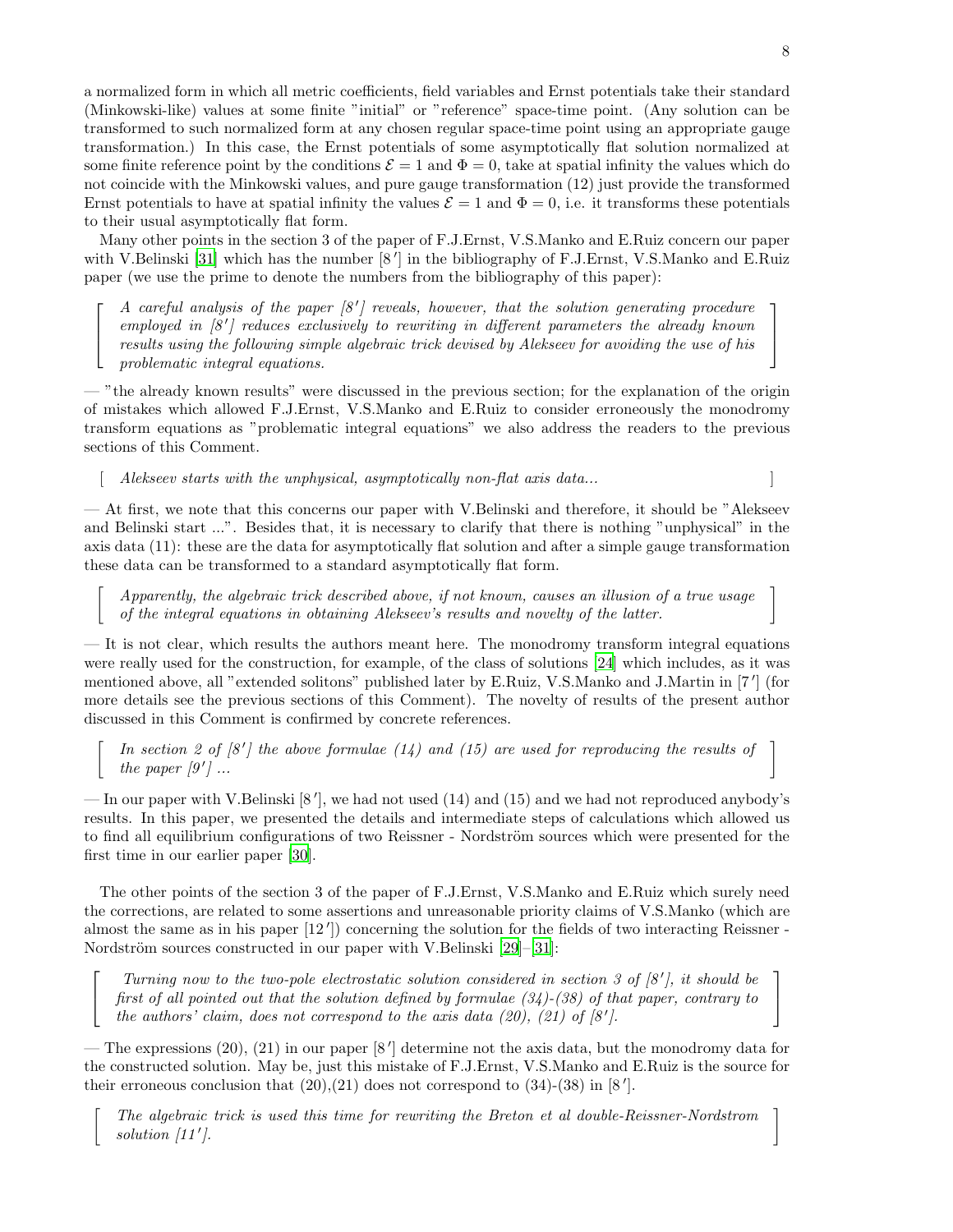a normalized form in which all metric coefficients, field variables and Ernst potentials take their standard (Minkowski-like) values at some finite "initial" or "reference" space-time point. (Any solution can be transformed to such normalized form at any chosen regular space-time point using an appropriate gauge transformation.) In this case, the Ernst potentials of some asymptotically flat solution normalized at some finite reference point by the conditions $\mathcal{E} = 1$ and $\Phi = 0$, take at spatial infinity the values which do not coincide with the Minkowski values, and pure gauge transformation (12) just provide the transformed Ernst potentials to have at spatial infinity the values $\mathcal{E} = 1$ and $\Phi = 0$, i.e. it transforms these potentials to their usual asymptotically flat form.

Many other points in the section 3 of the paper of F.J.Ernst, V.S.Manko and E.Ruiz concern our paper with V.Belinski [31] which has the number [8′] in the bibliography of F.J.Ernst, V.S.Manko and E.Ruiz paper (we use the prime to denote the numbers from the bibliography of this paper):

> [ *A careful analysis of the paper [8′] reveals, however, that the solution generating procedure employed in [8′] reduces exclusively to rewriting in different parameters the already known results using the following simple algebraic trick devised by Alekseev for avoiding the use of his problematic integral equations.* ]

— "the already known results" were discussed in the previous section; for the explanation of the origin of mistakes which allowed F.J.Ernst, V.S.Manko and E.Ruiz to consider erroneously the monodromy transform equations as "problematic integral equations" we also address the readers to the previous sections of this Comment.

> [ *Alekseev starts with the unphysical, asymptotically non-flat axis data...* ]

— At first, we note that this concerns our paper with V.Belinski and therefore, it should be "Alekseev and Belinski start ...". Besides that, it is necessary to clarify that there is nothing "unphysical" in the axis data (11): these are the data for asymptotically flat solution and after a simple gauge transformation these data can be transformed to a standard asymptotically flat form.

> [ *Apparently, the algebraic trick described above, if not known, causes an illusion of a true usage of the integral equations in obtaining Alekseev's results and novelty of the latter.* ]

— It is not clear, which results the authors meant here. The monodromy transform integral equations were really used for the construction, for example, of the class of solutions [24] which includes, as it was mentioned above, all "extended solitons" published later by E.Ruiz, V.S.Manko and J.Martin in [7′] (for more details see the previous sections of this Comment). The novelty of results of the present author discussed in this Comment is confirmed by concrete references.

> [ *In section 2 of [8′] the above formulae (14) and (15) are used for reproducing the results of the paper [9′] ...* ]

— In our paper with V.Belinski [8′], we had not used (14) and (15) and we had not reproduced anybody's results. In this paper, we presented the details and intermediate steps of calculations which allowed us to find all equilibrium configurations of two Reissner - Nordström sources which were presented for the first time in our earlier paper [30].

The other points of the section 3 of the paper of F.J.Ernst, V.S.Manko and E.Ruiz which surely need the corrections, are related to some assertions and unreasonable priority claims of V.S.Manko (which are almost the same as in his paper [12′]) concerning the solution for the fields of two interacting Reissner - Nordström sources constructed in our paper with V.Belinski [29]–[31]:

> [ *Turning now to the two-pole electrostatic solution considered in section 3 of [8′], it should be first of all pointed out that the solution defined by formulae (34)-(38) of that paper, contrary to the authors' claim, does not correspond to the axis data (20), (21) of [8′].* ]

— The expressions (20), (21) in our paper [8′] determine not the axis data, but the monodromy data for the constructed solution. May be, just this mistake of F.J.Ernst, V.S.Manko and E.Ruiz is the source for their erroneous conclusion that (20),(21) does not correspond to (34)-(38) in [8′].

> [ *The algebraic trick is used this time for rewriting the Breton et al double-Reissner-Nordstrom solution [11′].* ]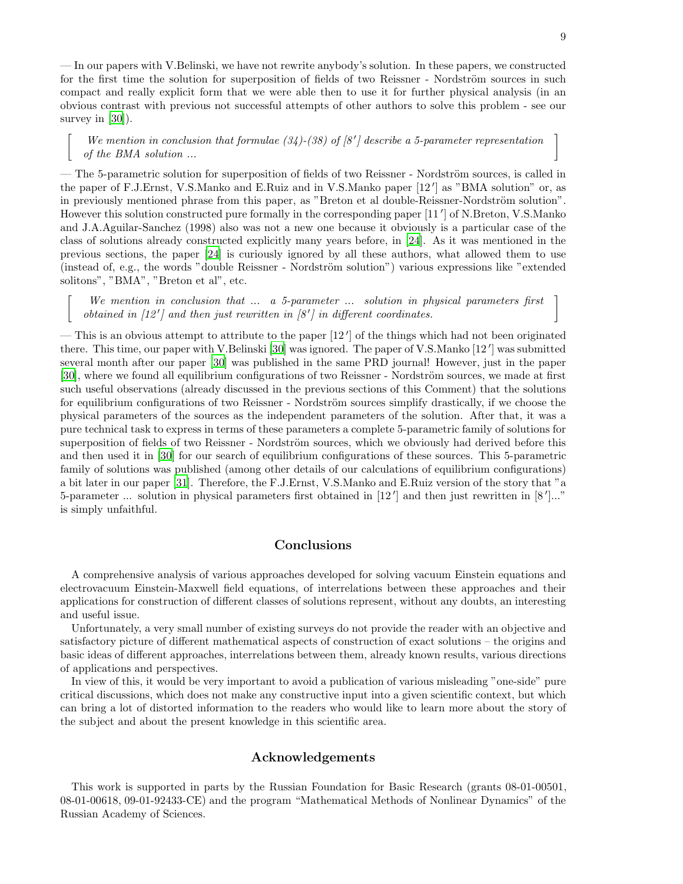— In our papers with V.Belinski, we have not rewrite anybody's solution. In these papers, we constructed for the first time the solution for superposition of fields of two Reissner - Nordström sources in such compact and really explicit form that we were able then to use it for further physical analysis (in an obvious contrast with previous not successful attempts of other authors to solve this problem - see our survey in [30]).

> *We mention in conclusion that formulae (34)-(38) of [8′] describe a 5-parameter representation of the BMA solution ...*

— The 5-parametric solution for superposition of fields of two Reissner - Nordström sources, is called in the paper of F.J.Ernst, V.S.Manko and E.Ruiz and in V.S.Manko paper [12′] as "BMA solution" or, as in previously mentioned phrase from this paper, as "Breton et al double-Reissner-Nordström solution". However this solution constructed pure formally in the corresponding paper [11′] of N.Breton, V.S.Manko and J.A.Aguilar-Sanchez (1998) also was not a new one because it obviously is a particular case of the class of solutions already constructed explicitly many years before, in [24]. As it was mentioned in the previous sections, the paper [24] is curiously ignored by all these authors, what allowed them to use (instead of, e.g., the words "double Reissner - Nordström solution") various expressions like "extended solitons", "BMA", "Breton et al", etc.

> *We mention in conclusion that ... a 5-parameter ... solution in physical parameters first obtained in [12′] and then just rewritten in [8′] in different coordinates.*

— This is an obvious attempt to attribute to the paper [12′] of the things which had not been originated there. This time, our paper with V.Belinski [30] was ignored. The paper of V.S.Manko [12′] was submitted several month after our paper [30] was published in the same PRD journal! However, just in the paper [30], where we found all equilibrium configurations of two Reissner - Nordström sources, we made at first such useful observations (already discussed in the previous sections of this Comment) that the solutions for equilibrium configurations of two Reissner - Nordström sources simplify drastically, if we choose the physical parameters of the sources as the independent parameters of the solution. After that, it was a pure technical task to express in terms of these parameters a complete 5-parametric family of solutions for superposition of fields of two Reissner - Nordström sources, which we obviously had derived before this and then used it in [30] for our search of equilibrium configurations of these sources. This 5-parametric family of solutions was published (among other details of our calculations of equilibrium configurations) a bit later in our paper [31]. Therefore, the F.J.Ernst, V.S.Manko and E.Ruiz version of the story that "a 5-parameter ... solution in physical parameters first obtained in [12′] and then just rewritten in [8′]..." is simply unfaithful.

## Conclusions

A comprehensive analysis of various approaches developed for solving vacuum Einstein equations and electrovacuum Einstein-Maxwell field equations, of interrelations between these approaches and their applications for construction of different classes of solutions represent, without any doubts, an interesting and useful issue.

Unfortunately, a very small number of existing surveys do not provide the reader with an objective and satisfactory picture of different mathematical aspects of construction of exact solutions – the origins and basic ideas of different approaches, interrelations between them, already known results, various directions of applications and perspectives.

In view of this, it would be very important to avoid a publication of various misleading "one-side" pure critical discussions, which does not make any constructive input into a given scientific context, but which can bring a lot of distorted information to the readers who would like to learn more about the story of the subject and about the present knowledge in this scientific area.

## Acknowledgements

This work is supported in parts by the Russian Foundation for Basic Research (grants 08-01-00501, 08-01-00618, 09-01-92433-CE) and the program "Mathematical Methods of Nonlinear Dynamics" of the Russian Academy of Sciences.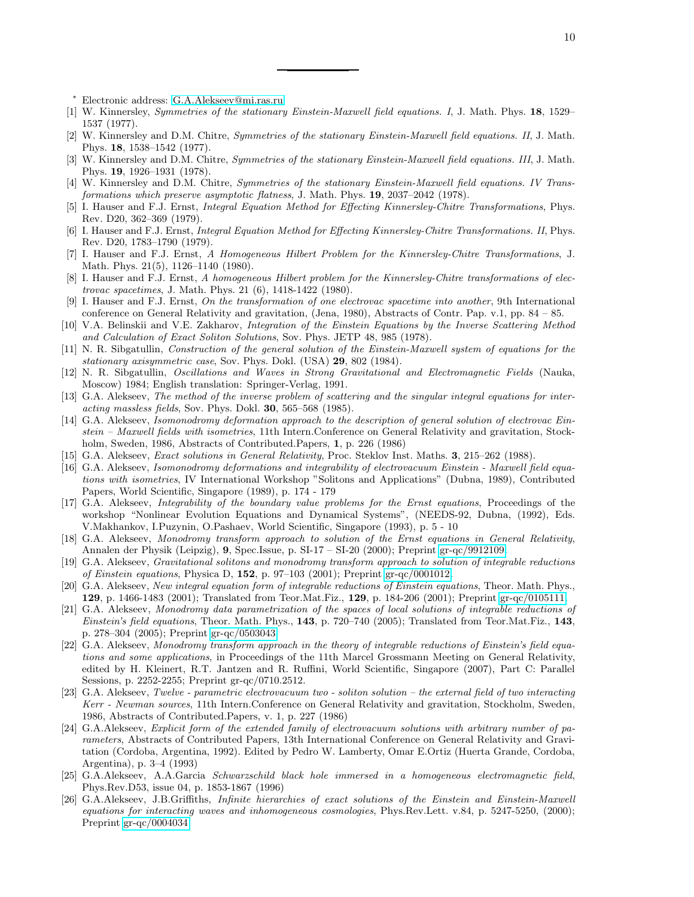---

\* Electronic address: G.A.Alekseev@mi.ras.ru

[1] W. Kinnersley, *Symmetries of the stationary Einstein-Maxwell field equations. I*, J. Math. Phys. **18**, 1529–1537 (1977).

[2] W. Kinnersley and D.M. Chitre, *Symmetries of the stationary Einstein-Maxwell field equations. II*, J. Math. Phys. **18**, 1538–1542 (1977).

[3] W. Kinnersley and D.M. Chitre, *Symmetries of the stationary Einstein-Maxwell field equations. III*, J. Math. Phys. **19**, 1926–1931 (1978).

[4] W. Kinnersley and D.M. Chitre, *Symmetries of the stationary Einstein-Maxwell field equations. IV Transformations which preserve asymptotic flatness*, J. Math. Phys. **19**, 2037–2042 (1978).

[5] I. Hauser and F.J. Ernst, *Integral Equation Method for Effecting Kinnersley-Chitre Transformations*, Phys. Rev. D20, 362–369 (1979).

[6] I. Hauser and F.J. Ernst, *Integral Equation Method for Effecting Kinnersley-Chitre Transformations. II*, Phys. Rev. D20, 1783–1790 (1979).

[7] I. Hauser and F.J. Ernst, *A Homogeneous Hilbert Problem for the Kinnersley-Chitre Transformations*, J. Math. Phys. 21(5), 1126–1140 (1980).

[8] I. Hauser and F.J. Ernst, *A homogeneous Hilbert problem for the Kinnersley-Chitre transformations of electrovac spacetimes*, J. Math. Phys. 21 (6), 1418-1422 (1980).

[9] I. Hauser and F.J. Ernst, *On the transformation of one electrovac spacetime into another*, 9th International conference on General Relativity and gravitation, (Jena, 1980), Abstracts of Contr. Pap. v.1, pp. 84 – 85.

[10] V.A. Belinskii and V.E. Zakharov, *Integration of the Einstein Equations by the Inverse Scattering Method and Calculation of Exact Soliton Solutions*, Sov. Phys. JETP 48, 985 (1978).

[11] N. R. Sibgatullin, *Construction of the general solution of the Einstein-Maxwell system of equations for the stationary axisymmetric case*, Sov. Phys. Dokl. (USA) **29**, 802 (1984).

[12] N. R. Sibgatullin, *Oscillations and Waves in Strong Gravitational and Electromagnetic Fields* (Nauka, Moscow) 1984; English translation: Springer-Verlag, 1991.

[13] G.A. Alekseev, *The method of the inverse problem of scattering and the singular integral equations for interacting massless fields*, Sov. Phys. Dokl. **30**, 565–568 (1985).

[14] G.A. Alekseev, *Isomonodromy deformation approach to the description of general solution of electrovac Einstein – Maxwell fields with isometries*, 11th Intern.Conference on General Relativity and gravitation, Stockholm, Sweden, 1986, Abstracts of Contributed.Papers, **1**, p. 226 (1986)

[15] G.A. Alekseev, *Exact solutions in General Relativity*, Proc. Steklov Inst. Maths. **3**, 215–262 (1988).

[16] G.A. Alekseev, *Isomonodromy deformations and integrability of electrovacuum Einstein - Maxwell field equations with isometries*, IV International Workshop "Solitons and Applications" (Dubna, 1989), Contributed Papers, World Scientific, Singapore (1989), p. 174 - 179

[17] G.A. Alekseev, *Integrability of the boundary value problems for the Ernst equations*, Proceedings of the workshop "Nonlinear Evolution Equations and Dynamical Systems", (NEEDS-92, Dubna, (1992), Eds. V.Makhankov, I.Puzynin, O.Pashaev, World Scientific, Singapore (1993), p. 5 - 10

[18] G.A. Alekseev, *Monodromy transform approach to solution of the Ernst equations in General Relativity*, Annalen der Physik (Leipzig), **9**, Spec.Issue, p. SI-17 – SI-20 (2000); Preprint gr-qc/9912109.

[19] G.A. Alekseev, *Gravitational solitons and monodromy transform approach to solution of integrable reductions of Einstein equations*, Physica D, **152**, p. 97–103 (2001); Preprint gr-qc/0001012.

[20] G.A. Alekseev, *New integral equation form of integrable reductions of Einstein equations*, Theor. Math. Phys., **129**, p. 1466-1483 (2001); Translated from Teor.Mat.Fiz., **129**, p. 184-206 (2001); Preprint gr-qc/0105111.

[21] G.A. Alekseev, *Monodromy data parametrization of the spaces of local solutions of integrable reductions of Einstein's field equations*, Theor. Math. Phys., **143**, p. 720–740 (2005); Translated from Teor.Mat.Fiz., **143**, p. 278–304 (2005); Preprint gr-qc/0503043.

[22] G.A. Alekseev, *Monodromy transform approach in the theory of integrable reductions of Einstein's field equations and some applications*, in Proceedings of the 11th Marcel Grossmann Meeting on General Relativity, edited by H. Kleinert, R.T. Jantzen and R. Ruffini, World Scientific, Singapore (2007), Part C: Parallel Sessions, p. 2252-2255; Preprint gr-qc/0710.2512.

[23] G.A. Alekseev, *Twelve - parametric electrovacuum two - soliton solution – the external field of two interacting Kerr - Newman sources*, 11th Intern.Conference on General Relativity and gravitation, Stockholm, Sweden, 1986, Abstracts of Contributed.Papers, v. 1, p. 227 (1986)

[24] G.A.Alekseev, *Explicit form of the extended family of electrovacuum solutions with arbitrary number of parameters*, Abstracts of Contributed Papers, 13th International Conference on General Relativity and Gravitation (Cordoba, Argentina, 1992). Edited by Pedro W. Lamberty, Omar E.Ortiz (Huerta Grande, Cordoba, Argentina), p. 3–4 (1993)

[25] G.A.Alekseev, A.A.Garcia *Schwarzschild black hole immersed in a homogeneous electromagnetic field*, Phys.Rev.D53, issue 04, p. 1853-1867 (1996)

[26] G.A.Alekseev, J.B.Griffiths, *Infinite hierarchies of exact solutions of the Einstein and Einstein-Maxwell equations for interacting waves and inhomogeneous cosmologies*, Phys.Rev.Lett. v.84, p. 5247-5250, (2000); Preprint gr-qc/0004034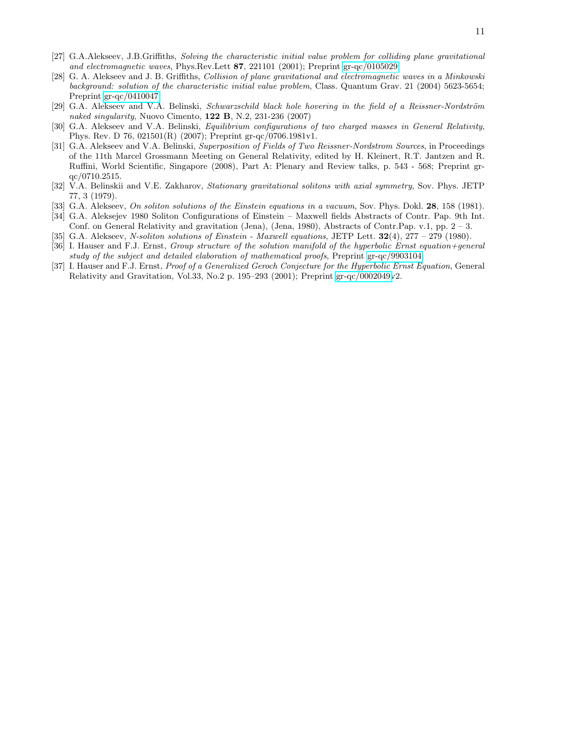[27] G.A.Alekseev, J.B.Griffiths, *Solving the characteristic initial value problem for colliding plane gravitational and electromagnetic waves*, Phys.Rev.Lett **87**, 221101 (2001); Preprint gr-qc/0105029

[28] G. A. Alekseev and J. B. Griffiths, *Collision of plane gravitational and electromagnetic waves in a Minkowski background: solution of the characteristic initial value problem*, Class. Quantum Grav. 21 (2004) 5623-5654; Preprint gr-qc/0410047

[29] G.A. Alekseev and V.A. Belinski, *Schwarzschild black hole hovering in the field of a Reissner-Nordström naked singularity*, Nuovo Cimento, **122 B**, N.2, 231-236 (2007)

[30] G.A. Alekseev and V.A. Belinski, *Equilibrium configurations of two charged masses in General Relativity*, Phys. Rev. D 76, 021501(R) (2007); Preprint gr-qc/0706.1981v1.

[31] G.A. Alekseev and V.A. Belinski, *Superposition of Fields of Two Reissner-Nordstrom Sources*, in Proceedings of the 11th Marcel Grossmann Meeting on General Relativity, edited by H. Kleinert, R.T. Jantzen and R. Ruffini, World Scientific, Singapore (2008), Part A: Plenary and Review talks, p. 543 - 568; Preprint gr-qc/0710.2515.

[32] V.A. Belinskii and V.E. Zakharov, *Stationary gravitational solitons with axial symmetry*, Sov. Phys. JETP 77, 3 (1979).

[33] G.A. Alekseev, *On soliton solutions of the Einstein equations in a vacuum*, Sov. Phys. Dokl. **28**, 158 (1981).

[34] G.A. Aleksejev 1980 Soliton Configurations of Einstein – Maxwell fields Abstracts of Contr. Pap. 9th Int. Conf. on General Relativity and gravitation (Jena), (Jena, 1980), Abstracts of Contr.Pap. v.1, pp. 2 – 3.

[35] G.A. Alekseev, *N-soliton solutions of Einstein - Maxwell equations*, JETP Lett. **32**(4), 277 – 279 (1980).

[36] I. Hauser and F.J. Ernst, *Group structure of the solution manifold of the hyperbolic Ernst equation+general study of the subject and detailed elaboration of mathematical proofs*, Preprint gr-qc/9903104

[37] I. Hauser and F.J. Ernst, *Proof of a Generalized Geroch Conjecture for the Hyperbolic Ernst Equation*, General Relativity and Gravitation, Vol.33, No.2 p. 195–293 (2001); Preprint gr-qc/0002049v2.